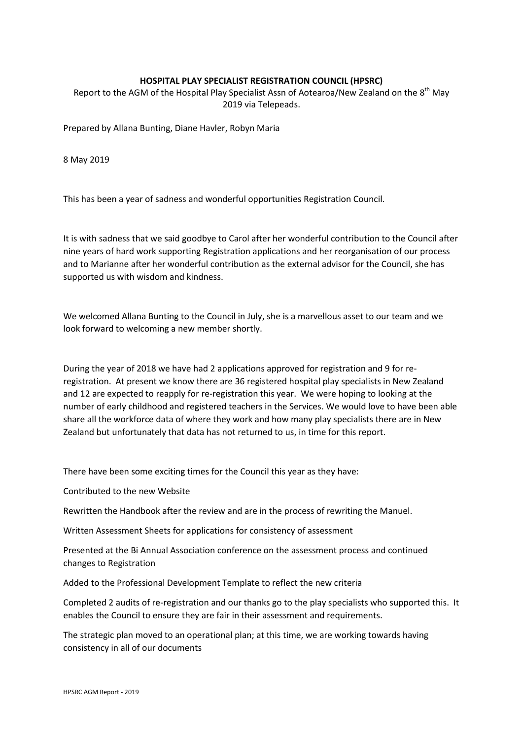# HOSPITAL PLAY SPECIALIST REGISTRATION COUNCIL (HPSRC)

Report to the AGM of the Hospital Play Specialist Assn of Aotearoa/New Zealand on the 8th May 2019 via Telepeads.

Prepared by Allana Bunting, Diane Havler, Robyn Maria

8 May 2019

This has been a year of sadness and wonderful opportunities Registration Council.

It is with sadness that we said goodbye to Carol after her wonderful contribution to the Council after nine years of hard work supporting Registration applications and her reorganisation of our process and to Marianne after her wonderful contribution as the external advisor for the Council, she has supported us with wisdom and kindness.

We welcomed Allana Bunting to the Council in July, she is a marvellous asset to our team and we look forward to welcoming a new member shortly.

During the year of 2018 we have had 2 applications approved for registration and 9 for re-registration. At present we know there are 36 registered hospital play specialists in New Zealand and 12 are expected to reapply for re-registration this year. We were hoping to looking at the number of early childhood and registered teachers in the Services. We would love to have been able share all the workforce data of where they work and how many play specialists there are in New Zealand but unfortunately that data has not returned to us, in time for this report.

There have been some exciting times for the Council this year as they have:

Contributed to the new Website

Rewritten the Handbook after the review and are in the process of rewriting the Manuel.

Written Assessment Sheets for applications for consistency of assessment

Presented at the Bi Annual Association conference on the assessment process and continued changes to Registration

Added to the Professional Development Template to reflect the new criteria

Completed 2 audits of re-registration and our thanks go to the play specialists who supported this. It enables the Council to ensure they are fair in their assessment and requirements.

The strategic plan moved to an operational plan; at this time, we are working towards having consistency in all of our documents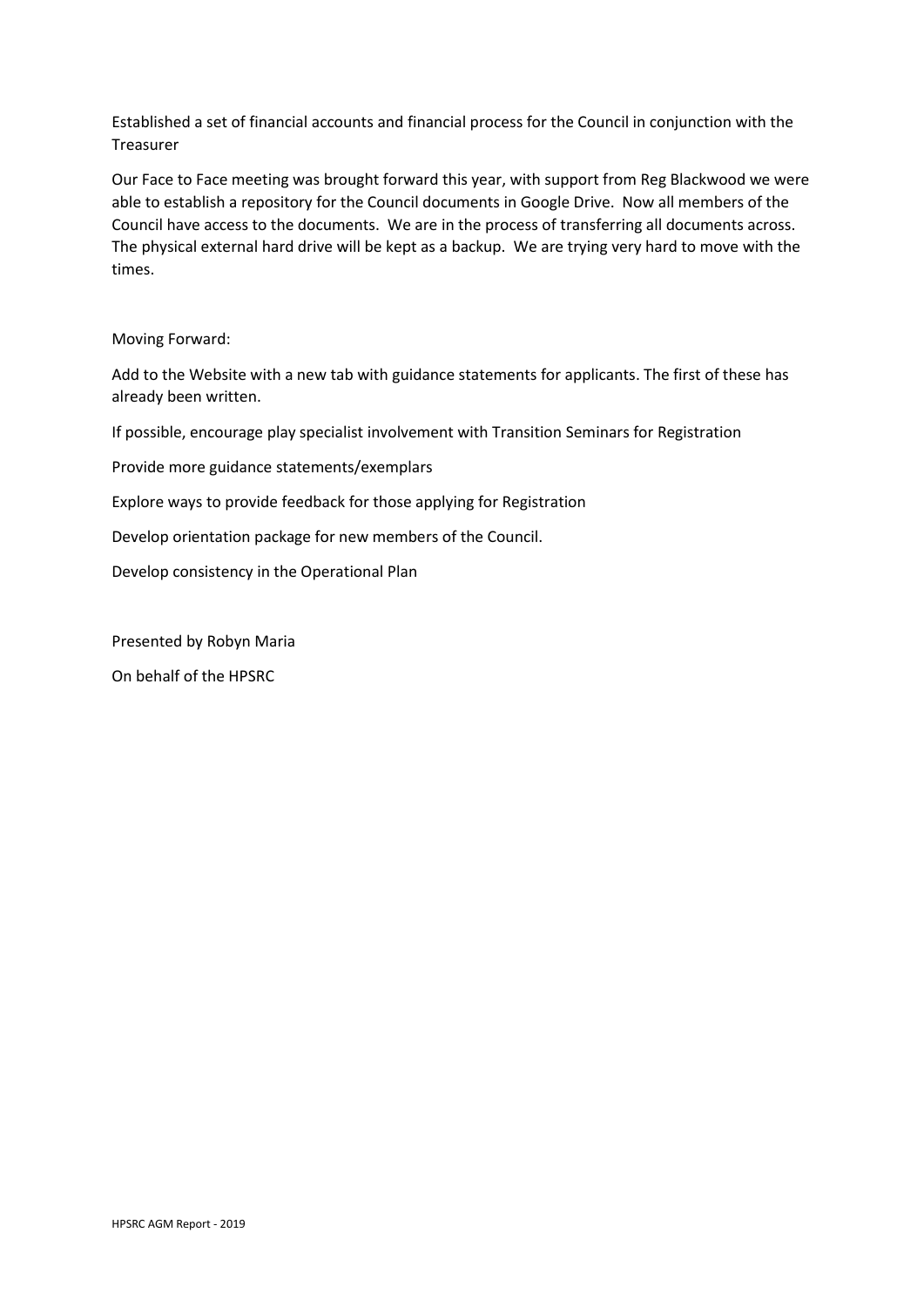Established a set of financial accounts and financial process for the Council in conjunction with the Treasurer

Our Face to Face meeting was brought forward this year, with support from Reg Blackwood we were able to establish a repository for the Council documents in Google Drive. Now all members of the Council have access to the documents. We are in the process of transferring all documents across. The physical external hard drive will be kept as a backup. We are trying very hard to move with the times.

Moving Forward:

Add to the Website with a new tab with guidance statements for applicants. The first of these has already been written.

If possible, encourage play specialist involvement with Transition Seminars for Registration

Provide more guidance statements/exemplars

Explore ways to provide feedback for those applying for Registration

Develop orientation package for new members of the Council.

Develop consistency in the Operational Plan

Presented by Robyn Maria

On behalf of the HPSRC